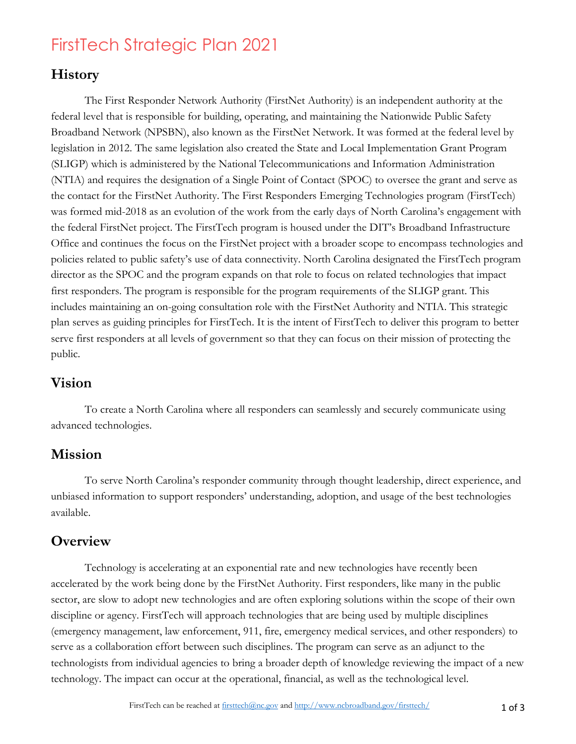# FirstTech Strategic Plan 2021

## History

The First Responder Network Authority (FirstNet Authority) is an independent authority at the federal level that is responsible for building, operating, and maintaining the Nationwide Public Safety Broadband Network (NPSBN), also known as the FirstNet Network. It was formed at the federal level by legislation in 2012. The same legislation also created the State and Local Implementation Grant Program (SLIGP) which is administered by the National Telecommunications and Information Administration (NTIA) and requires the designation of a Single Point of Contact (SPOC) to oversee the grant and serve as the contact for the FirstNet Authority. The First Responders Emerging Technologies program (FirstTech) was formed mid-2018 as an evolution of the work from the early days of North Carolina's engagement with the federal FirstNet project. The FirstTech program is housed under the DIT's Broadband Infrastructure Office and continues the focus on the FirstNet project with a broader scope to encompass technologies and policies related to public safety's use of data connectivity. North Carolina designated the FirstTech program director as the SPOC and the program expands on that role to focus on related technologies that impact first responders. The program is responsible for the program requirements of the SLIGP grant. This includes maintaining an on-going consultation role with the FirstNet Authority and NTIA. This strategic plan serves as guiding principles for FirstTech. It is the intent of FirstTech to deliver this program to better serve first responders at all levels of government so that they can focus on their mission of protecting the public.

## Vision

To create a North Carolina where all responders can seamlessly and securely communicate using advanced technologies.

## Mission

To serve North Carolina's responder community through thought leadership, direct experience, and unbiased information to support responders' understanding, adoption, and usage of the best technologies available.

## Overview

Technology is accelerating at an exponential rate and new technologies have recently been accelerated by the work being done by the FirstNet Authority. First responders, like many in the public sector, are slow to adopt new technologies and are often exploring solutions within the scope of their own discipline or agency. FirstTech will approach technologies that are being used by multiple disciplines (emergency management, law enforcement, 911, fire, emergency medical services, and other responders) to serve as a collaboration effort between such disciplines. The program can serve as an adjunct to the technologists from individual agencies to bring a broader depth of knowledge reviewing the impact of a new technology. The impact can occur at the operational, financial, as well as the technological level.

FirstTech can be reached at firsttech@nc.gov and http://www.ncbroadband.gov/firsttech/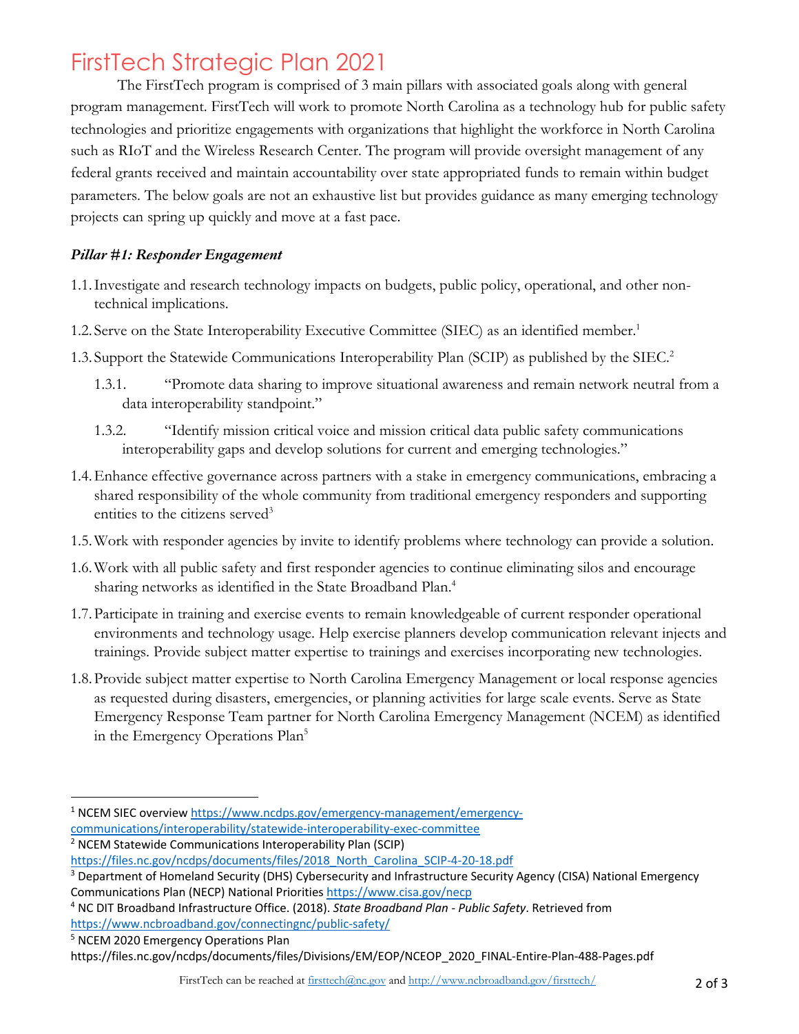# FirstTech Strategic Plan 2021

The FirstTech program is comprised of 3 main pillars with associated goals along with general program management. FirstTech will work to promote North Carolina as a technology hub for public safety technologies and prioritize engagements with organizations that highlight the workforce in North Carolina such as RIoT and the Wireless Research Center. The program will provide oversight management of any federal grants received and maintain accountability over state appropriated funds to remain within budget parameters. The below goals are not an exhaustive list but provides guidance as many emerging technology projects can spring up quickly and move at a fast pace.

***Pillar #1: Responder Engagement***

1.1. Investigate and research technology impacts on budgets, public policy, operational, and other non-technical implications.

1.2. Serve on the State Interoperability Executive Committee (SIEC) as an identified member.[1]

1.3. Support the Statewide Communications Interoperability Plan (SCIP) as published by the SIEC.[2]

  1.3.1. "Promote data sharing to improve situational awareness and remain network neutral from a data interoperability standpoint."

  1.3.2. "Identify mission critical voice and mission critical data public safety communications interoperability gaps and develop solutions for current and emerging technologies."

1.4. Enhance effective governance across partners with a stake in emergency communications, embracing a shared responsibility of the whole community from traditional emergency responders and supporting entities to the citizens served[3]

1.5. Work with responder agencies by invite to identify problems where technology can provide a solution.

1.6. Work with all public safety and first responder agencies to continue eliminating silos and encourage sharing networks as identified in the State Broadband Plan.[4]

1.7. Participate in training and exercise events to remain knowledgeable of current responder operational environments and technology usage. Help exercise planners develop communication relevant injects and trainings. Provide subject matter expertise to trainings and exercises incorporating new technologies.

1.8. Provide subject matter expertise to North Carolina Emergency Management or local response agencies as requested during disasters, emergencies, or planning activities for large scale events. Serve as State Emergency Response Team partner for North Carolina Emergency Management (NCEM) as identified in the Emergency Operations Plan[5]

---

[1] NCEM SIEC overview https://www.ncdps.gov/emergency-management/emergency-communications/interoperability/statewide-interoperability-exec-committee

[2] NCEM Statewide Communications Interoperability Plan (SCIP) https://files.nc.gov/ncdps/documents/files/2018_North_Carolina_SCIP-4-20-18.pdf

[3] Department of Homeland Security (DHS) Cybersecurity and Infrastructure Security Agency (CISA) National Emergency Communications Plan (NECP) National Priorities https://www.cisa.gov/necp

[4] NC DIT Broadband Infrastructure Office. (2018). *State Broadband Plan - Public Safety*. Retrieved from https://www.ncbroadband.gov/connectingnc/public-safety/

[5] NCEM 2020 Emergency Operations Plan https://files.nc.gov/ncdps/documents/files/Divisions/EM/EOP/NCEOP_2020_FINAL-Entire-Plan-488-Pages.pdf

FirstTech can be reached at firsttech@nc.gov and http://www.ncbroadband.gov/firsttech/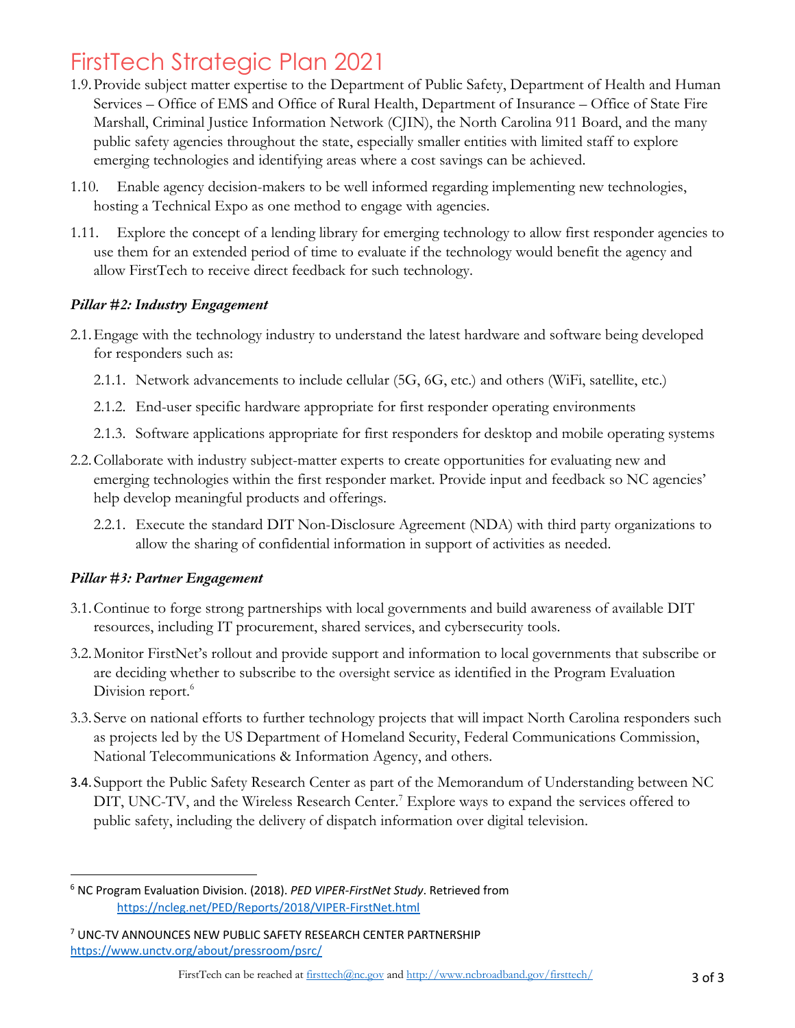# FirstTech Strategic Plan 2021

1.9. Provide subject matter expertise to the Department of Public Safety, Department of Health and Human Services – Office of EMS and Office of Rural Health, Department of Insurance – Office of State Fire Marshall, Criminal Justice Information Network (CJIN), the North Carolina 911 Board, and the many public safety agencies throughout the state, especially smaller entities with limited staff to explore emerging technologies and identifying areas where a cost savings can be achieved.

1.10. Enable agency decision-makers to be well informed regarding implementing new technologies, hosting a Technical Expo as one method to engage with agencies.

1.11. Explore the concept of a lending library for emerging technology to allow first responder agencies to use them for an extended period of time to evaluate if the technology would benefit the agency and allow FirstTech to receive direct feedback for such technology.

***Pillar #2: Industry Engagement***

2.1. Engage with the technology industry to understand the latest hardware and software being developed for responders such as:

  2.1.1. Network advancements to include cellular (5G, 6G, etc.) and others (WiFi, satellite, etc.)

  2.1.2. End-user specific hardware appropriate for first responder operating environments

  2.1.3. Software applications appropriate for first responders for desktop and mobile operating systems

2.2. Collaborate with industry subject-matter experts to create opportunities for evaluating new and emerging technologies within the first responder market. Provide input and feedback so NC agencies' help develop meaningful products and offerings.

  2.2.1. Execute the standard DIT Non-Disclosure Agreement (NDA) with third party organizations to allow the sharing of confidential information in support of activities as needed.

***Pillar #3: Partner Engagement***

3.1. Continue to forge strong partnerships with local governments and build awareness of available DIT resources, including IT procurement, shared services, and cybersecurity tools.

3.2. Monitor FirstNet's rollout and provide support and information to local governments that subscribe or are deciding whether to subscribe to the oversight service as identified in the Program Evaluation Division report.[6]

3.3. Serve on national efforts to further technology projects that will impact North Carolina responders such as projects led by the US Department of Homeland Security, Federal Communications Commission, National Telecommunications & Information Agency, and others.

3.4. Support the Public Safety Research Center as part of the Memorandum of Understanding between NC DIT, UNC-TV, and the Wireless Research Center.[7] Explore ways to expand the services offered to public safety, including the delivery of dispatch information over digital television.

---

[6] NC Program Evaluation Division. (2018). *PED VIPER-FirstNet Study*. Retrieved from https://ncleg.net/PED/Reports/2018/VIPER-FirstNet.html

[7] UNC-TV ANNOUNCES NEW PUBLIC SAFETY RESEARCH CENTER PARTNERSHIP https://www.unctv.org/about/pressroom/psrc/

FirstTech can be reached at firsttech@nc.gov and http://www.ncbroadband.gov/firsttech/